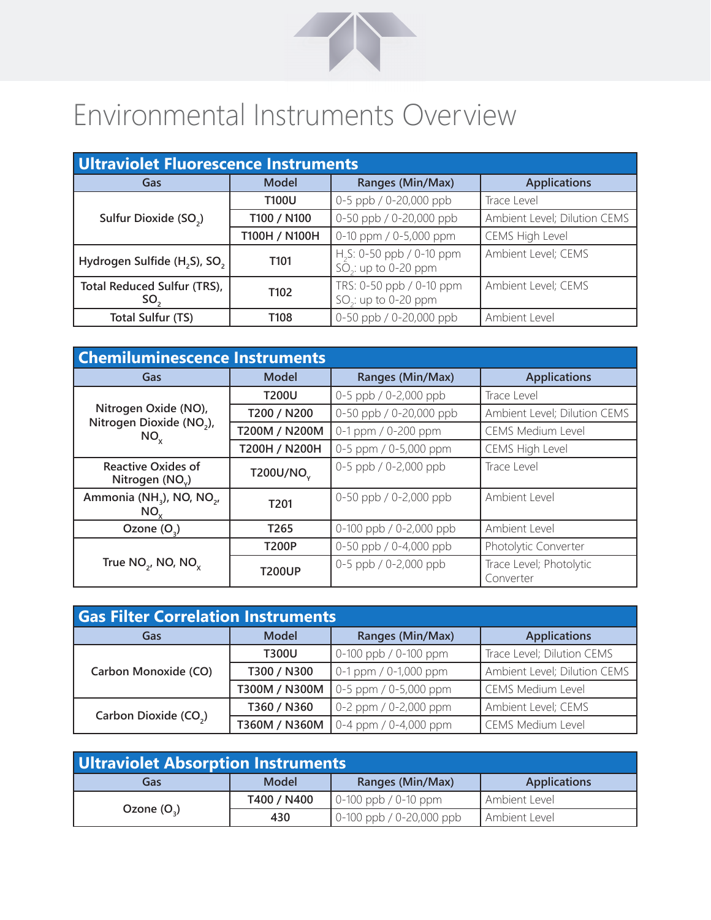# Environmental Instruments Overview

## Ultraviolet Fluorescence Instruments

| Gas | Model | Ranges (Min/Max) | Applications |
|---|---|---|---|
| Sulfur Dioxide ($SO_2$) | T100U | 0-5 ppb / 0-20,000 ppb | Trace Level |
| | T100 / N100 | 0-50 ppb / 0-20,000 ppb | Ambient Level; Dilution CEMS |
| | T100H / N100H | 0-10 ppm / 0-5,000 ppm | CEMS High Level |
| Hydrogen Sulfide ($H_2S$), $SO_2$ | T101 | $H_2S$: 0-50 ppb / 0-10 ppm<br>$SO_2$: up to 0-20 ppm | Ambient Level; CEMS |
| Total Reduced Sulfur (TRS), $SO_2$ | T102 | TRS: 0-50 ppb / 0-10 ppm<br>$SO_2$: up to 0-20 ppm | Ambient Level; CEMS |
| Total Sulfur (TS) | T108 | 0-50 ppb / 0-20,000 ppb | Ambient Level |

## Chemiluminescence Instruments

| Gas | Model | Ranges (Min/Max) | Applications |
|---|---|---|---|
| Nitrogen Oxide (NO), Nitrogen Dioxide ($NO_2$), $NO_X$ | T200U | 0-5 ppb / 0-2,000 ppb | Trace Level |
| | T200 / N200 | 0-50 ppb / 0-20,000 ppb | Ambient Level; Dilution CEMS |
| | T200M / N200M | 0-1 ppm / 0-200 ppm | CEMS Medium Level |
| | T200H / N200H | 0-5 ppm / 0-5,000 ppm | CEMS High Level |
| Reactive Oxides of Nitrogen ($NO_Y$) | T200U/$NO_Y$ | 0-5 ppb / 0-2,000 ppb | Trace Level |
| Ammonia ($NH_3$), NO, $NO_2$, $NO_X$ | T201 | 0-50 ppb / 0-2,000 ppb | Ambient Level |
| Ozone ($O_3$) | T265 | 0-100 ppb / 0-2,000 ppb | Ambient Level |
| True $NO_2$, NO, $NO_X$ | T200P | 0-50 ppb / 0-4,000 ppb | Photolytic Converter |
| | T200UP | 0-5 ppb / 0-2,000 ppb | Trace Level; Photolytic Converter |

## Gas Filter Correlation Instruments

| Gas | Model | Ranges (Min/Max) | Applications |
|---|---|---|---|
| Carbon Monoxide (CO) | T300U | 0-100 ppb / 0-100 ppm | Trace Level; Dilution CEMS |
| | T300 / N300 | 0-1 ppm / 0-1,000 ppm | Ambient Level; Dilution CEMS |
| | T300M / N300M | 0-5 ppm / 0-5,000 ppm | CEMS Medium Level |
| Carbon Dioxide ($CO_2$) | T360 / N360 | 0-2 ppm / 0-2,000 ppm | Ambient Level; CEMS |
| | T360M / N360M | 0-4 ppm / 0-4,000 ppm | CEMS Medium Level |

## Ultraviolet Absorption Instruments

| Gas | Model | Ranges (Min/Max) | Applications |
|---|---|---|---|
| Ozone ($O_3$) | T400 / N400 | 0-100 ppb / 0-10 ppm | Ambient Level |
| | 430 | 0-100 ppb / 0-20,000 ppb | Ambient Level |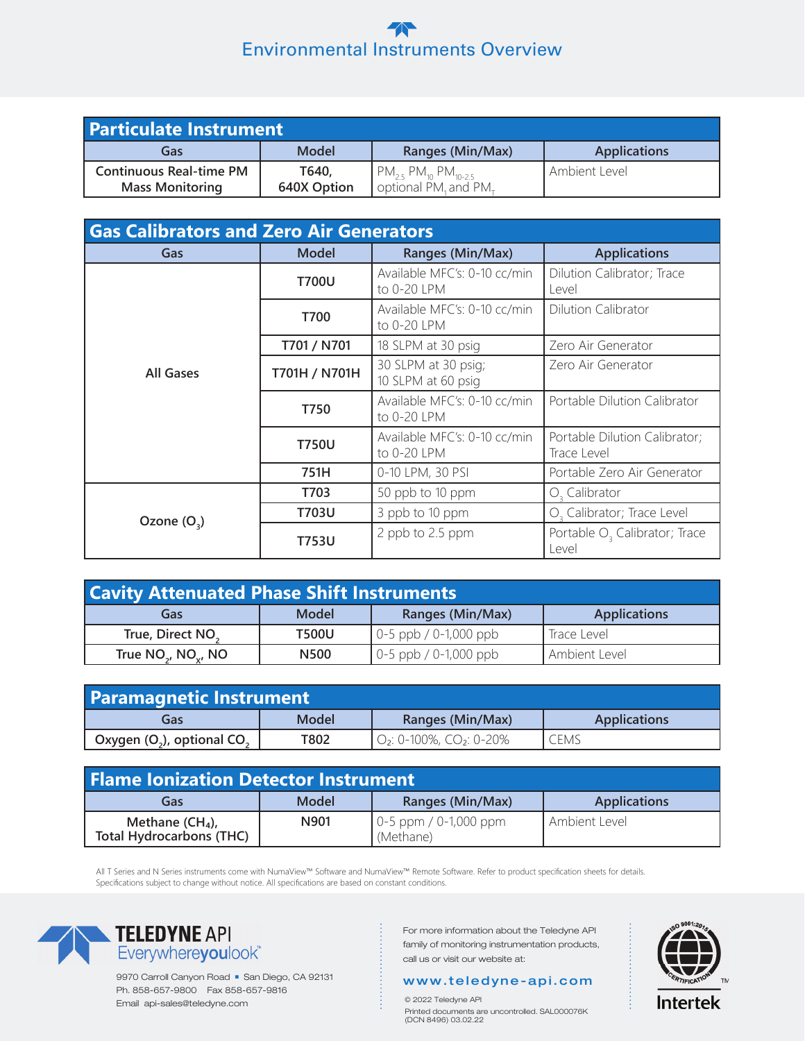# Environmental Instruments Overview

## Particulate Instrument

| Gas | Model | Ranges (Min/Max) | Applications |
|---|---|---|---|
| Continuous Real-time PM Mass Monitoring | T640, 640X Option | $PM_{2.5}$ $PM_{10}$ $PM_{10-2.5}$ optional $PM_1$ and $PM_T$ | Ambient Level |

## Gas Calibrators and Zero Air Generators

| Gas | Model | Ranges (Min/Max) | Applications |
|---|---|---|---|
| All Gases | T700U | Available MFC's: 0-10 cc/min to 0-20 LPM | Dilution Calibrator; Trace Level |
| | T700 | Available MFC's: 0-10 cc/min to 0-20 LPM | Dilution Calibrator |
| | T701 / N701 | 18 SLPM at 30 psig | Zero Air Generator |
| | T701H / N701H | 30 SLPM at 30 psig; 10 SLPM at 60 psig | Zero Air Generator |
| | T750 | Available MFC's: 0-10 cc/min to 0-20 LPM | Portable Dilution Calibrator |
| | T750U | Available MFC's: 0-10 cc/min to 0-20 LPM | Portable Dilution Calibrator; Trace Level |
| | 751H | 0-10 LPM, 30 PSI | Portable Zero Air Generator |
| Ozone ($O_3$) | T703 | 50 ppb to 10 ppm | $O_3$ Calibrator |
| | T703U | 3 ppb to 10 ppm | $O_3$ Calibrator; Trace Level |
| | T753U | 2 ppb to 2.5 ppm | Portable $O_3$ Calibrator; Trace Level |

## Cavity Attenuated Phase Shift Instruments

| Gas | Model | Ranges (Min/Max) | Applications |
|---|---|---|---|
| True, Direct $NO_2$ | T500U | 0-5 ppb / 0-1,000 ppb | Trace Level |
| True $NO_2$, $NO_x$, NO | N500 | 0-5 ppb / 0-1,000 ppb | Ambient Level |

## Paramagnetic Instrument

| Gas | Model | Ranges (Min/Max) | Applications |
|---|---|---|---|
| Oxygen ($O_2$), optional $CO_2$ | T802 | $O_2$: 0-100%, $CO_2$: 0-20% | CEMS |

## Flame Ionization Detector Instrument

| Gas | Model | Ranges (Min/Max) | Applications |
|---|---|---|---|
| Methane ($CH_4$), Total Hydrocarbons (THC) | N901 | 0-5 ppm / 0-1,000 ppm (Methane) | Ambient Level |

All T Series and N Series instruments come with NumaView™ Software and NumaView™ Remote Software. Refer to product specification sheets for details. Specifications subject to change without notice. All specifications are based on constant conditions.

**TELEDYNE API**
Everywhereyoulook™

9970 Carroll Canyon Road ▪ San Diego, CA 92131
Ph. 858-657-9800 Fax 858-657-9816
Email api-sales@teledyne.com

For more information about the Teledyne API family of monitoring instrumentation products, call us or visit our website at:

**www.teledyne-api.com**

© 2022 Teledyne API
Printed documents are uncontrolled. SAL000076K (DCN 8496) 03.02.22

ISO 9001:2015 Certification — Intertek